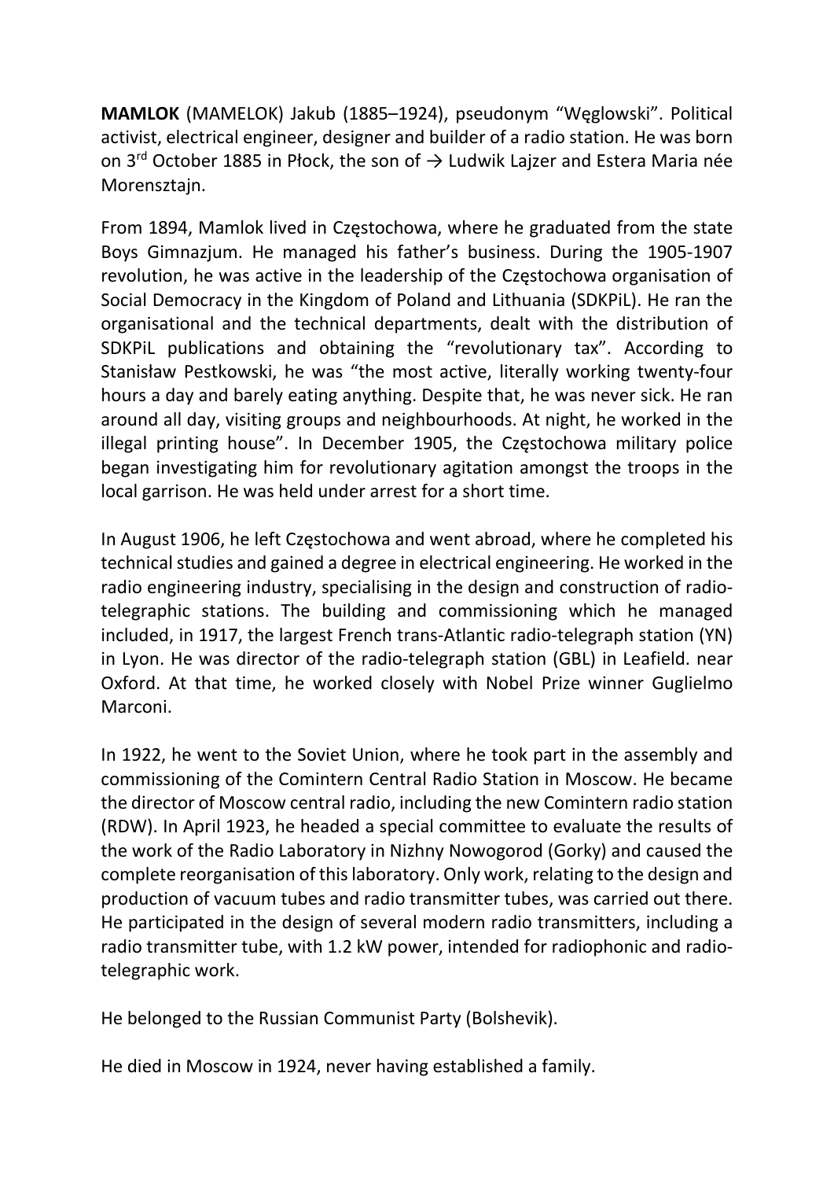**MAMLOK** (MAMELOK) Jakub (1885–1924), pseudonym "Węglowski". Political activist, electrical engineer, designer and builder of a radio station. He was born on 3rd October 1885 in Płock, the son of → Ludwik Lajzer and Estera Maria née Morensztajn.

From 1894, Mamlok lived in Częstochowa, where he graduated from the state Boys Gimnazjum. He managed his father's business. During the 1905-1907 revolution, he was active in the leadership of the Częstochowa organisation of Social Democracy in the Kingdom of Poland and Lithuania (SDKPiL). He ran the organisational and the technical departments, dealt with the distribution of SDKPiL publications and obtaining the "revolutionary tax". According to Stanisław Pestkowski, he was "the most active, literally working twenty-four hours a day and barely eating anything. Despite that, he was never sick. He ran around all day, visiting groups and neighbourhoods. At night, he worked in the illegal printing house". In December 1905, the Częstochowa military police began investigating him for revolutionary agitation amongst the troops in the local garrison. He was held under arrest for a short time.

In August 1906, he left Częstochowa and went abroad, where he completed his technical studies and gained a degree in electrical engineering. He worked in the radio engineering industry, specialising in the design and construction of radio-telegraphic stations. The building and commissioning which he managed included, in 1917, the largest French trans-Atlantic radio-telegraph station (YN) in Lyon. He was director of the radio-telegraph station (GBL) in Leafield. near Oxford. At that time, he worked closely with Nobel Prize winner Guglielmo Marconi.

In 1922, he went to the Soviet Union, where he took part in the assembly and commissioning of the Comintern Central Radio Station in Moscow. He became the director of Moscow central radio, including the new Comintern radio station (RDW). In April 1923, he headed a special committee to evaluate the results of the work of the Radio Laboratory in Nizhny Nowogorod (Gorky) and caused the complete reorganisation of this laboratory. Only work, relating to the design and production of vacuum tubes and radio transmitter tubes, was carried out there. He participated in the design of several modern radio transmitters, including a radio transmitter tube, with 1.2 kW power, intended for radiophonic and radio-telegraphic work.

He belonged to the Russian Communist Party (Bolshevik).

He died in Moscow in 1924, never having established a family.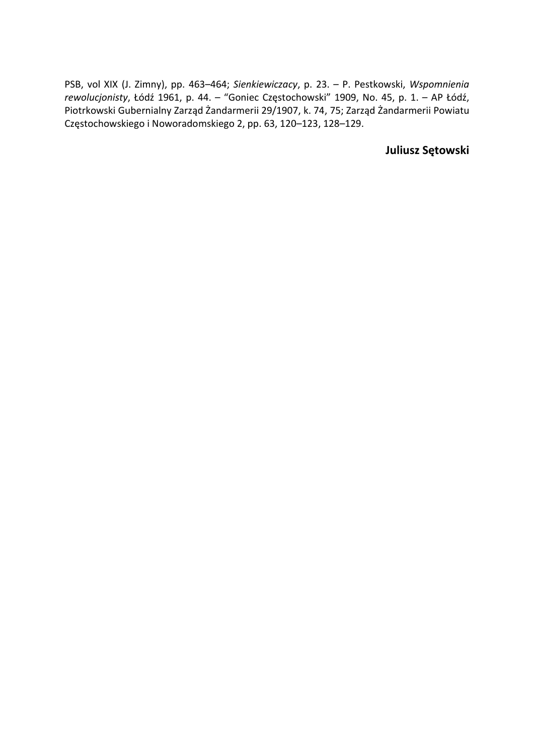PSB, vol XIX (J. Zimny), pp. 463–464; *Sienkiewiczacy*, p. 23. – P. Pestkowski, *Wspomnienia rewolucjonisty*, Łódź 1961, p. 44. – "Goniec Częstochowski" 1909, No. 45, p. 1. – AP Łódź, Piotrkowski Gubernialny Zarząd Żandarmerii 29/1907, k. 74, 75; Zarząd Żandarmerii Powiatu Częstochowskiego i Noworadomskiego 2, pp. 63, 120–123, 128–129.

**Juliusz Sętowski**